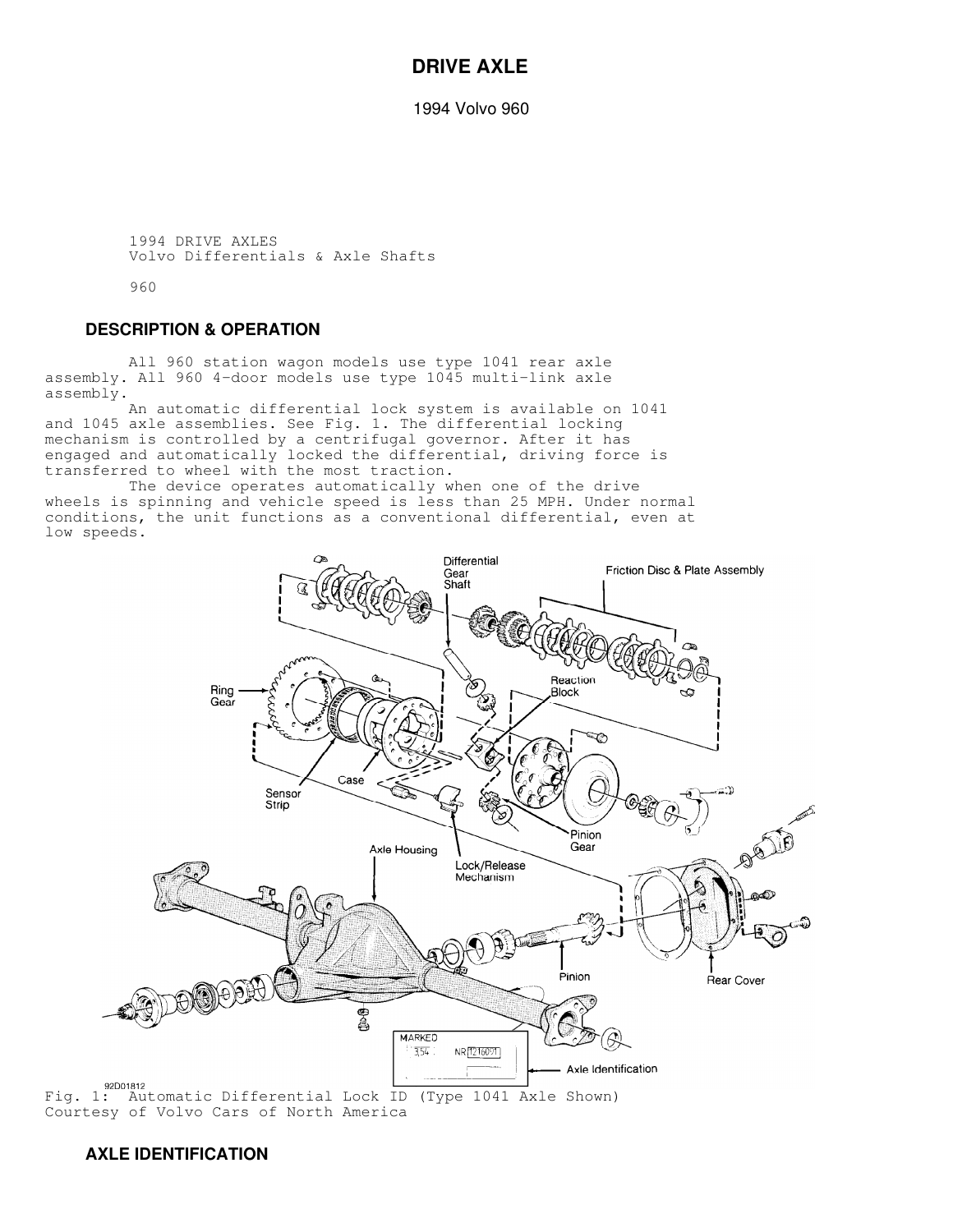# DRIVE AXLE

1994 Volvo 960

1994 DRIVE AXLES
Volvo Differentials & Axle Shafts

960

## DESCRIPTION & OPERATION

All 960 station wagon models use type 1041 rear axle assembly. All 960 4-door models use type 1045 multi-link axle assembly.

An automatic differential lock system is available on 1041 and 1045 axle assemblies. See Fig. 1. The differential locking mechanism is controlled by a centrifugal governor. After it has engaged and automatically locked the differential, driving force is transferred to wheel with the most traction.

The device operates automatically when one of the drive wheels is spinning and vehicle speed is less than 25 MPH. Under normal conditions, the unit functions as a conventional differential, even at low speeds.

Fig. 1: Automatic Differential Lock ID (Type 1041 Axle Shown)
Courtesy of Volvo Cars of North America

## AXLE IDENTIFICATION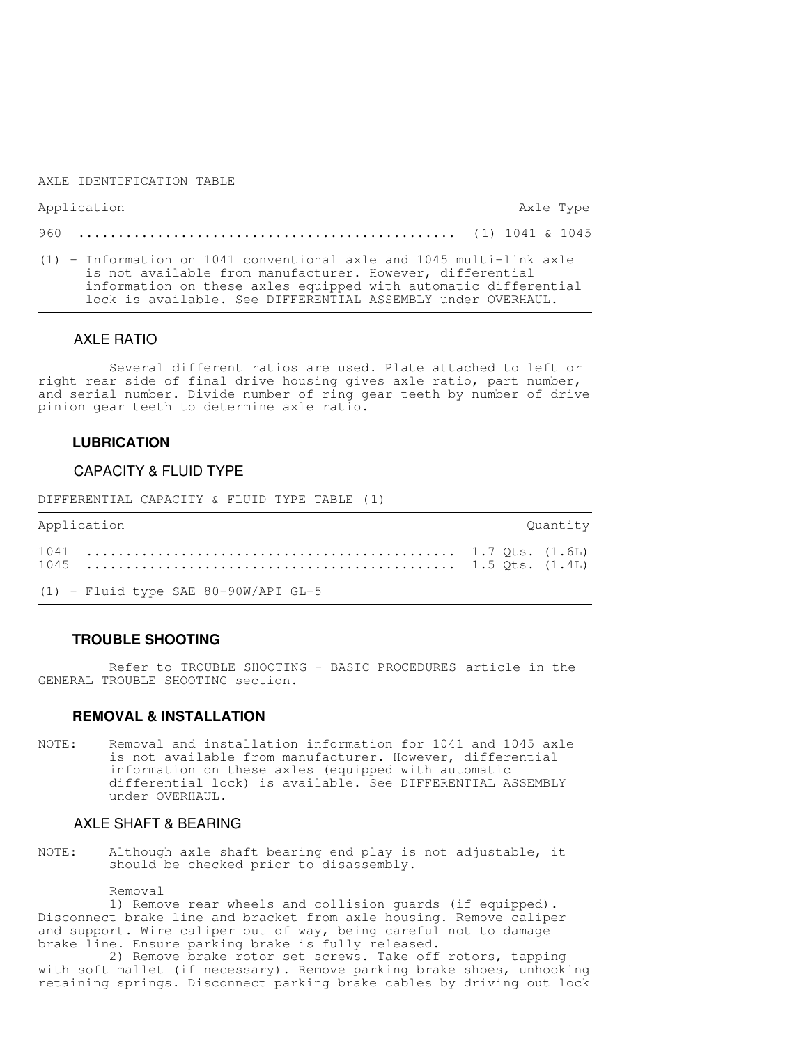AXLE IDENTIFICATION TABLE

| Application | Axle Type |
|---|---|
| 960 | (1) 1041 & 1045 |

(1) - Information on 1041 conventional axle and 1045 multi-link axle is not available from manufacturer. However, differential information on these axles equipped with automatic differential lock is available. See DIFFERENTIAL ASSEMBLY under OVERHAUL.

### AXLE RATIO

Several different ratios are used. Plate attached to left or right rear side of final drive housing gives axle ratio, part number, and serial number. Divide number of ring gear teeth by number of drive pinion gear teeth to determine axle ratio.

## LUBRICATION

### CAPACITY & FLUID TYPE

DIFFERENTIAL CAPACITY & FLUID TYPE TABLE (1)

| Application | Quantity |
|---|---|
| 1041 | 1.7 Qts. (1.6L) |
| 1045 | 1.5 Qts. (1.4L) |

(1) - Fluid type SAE 80-90W/API GL-5

## TROUBLE SHOOTING

Refer to TROUBLE SHOOTING - BASIC PROCEDURES article in the GENERAL TROUBLE SHOOTING section.

## REMOVAL & INSTALLATION

NOTE: Removal and installation information for 1041 and 1045 axle is not available from manufacturer. However, differential information on these axles (equipped with automatic differential lock) is available. See DIFFERENTIAL ASSEMBLY under OVERHAUL.

### AXLE SHAFT & BEARING

NOTE: Although axle shaft bearing end play is not adjustable, it should be checked prior to disassembly.

Removal

1) Remove rear wheels and collision guards (if equipped). Disconnect brake line and bracket from axle housing. Remove caliper and support. Wire caliper out of way, being careful not to damage brake line. Ensure parking brake is fully released.

2) Remove brake rotor set screws. Take off rotors, tapping with soft mallet (if necessary). Remove parking brake shoes, unhooking retaining springs. Disconnect parking brake cables by driving out lock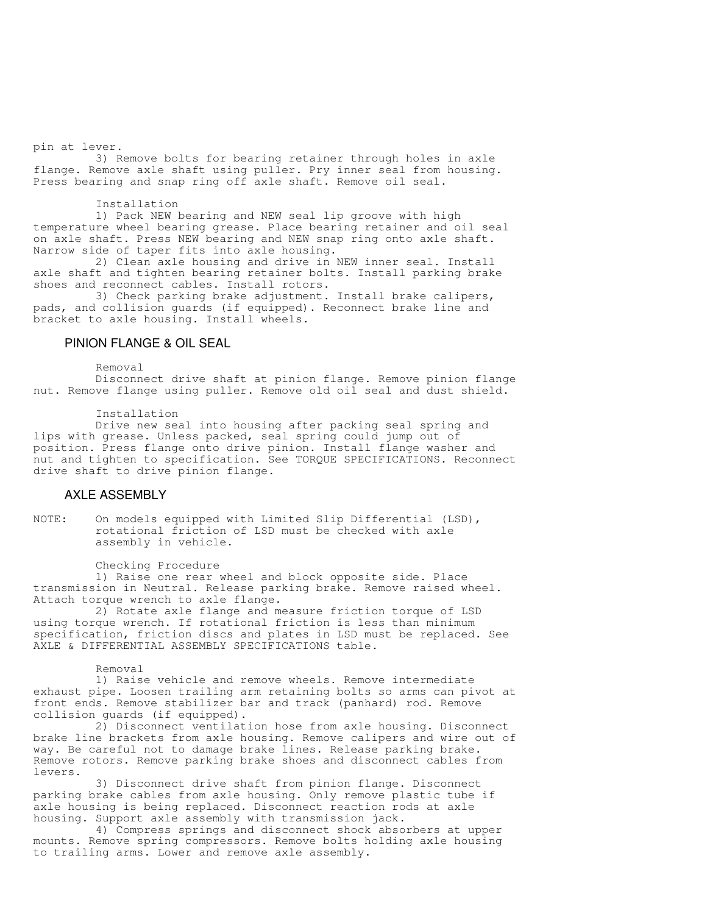pin at lever.

3) Remove bolts for bearing retainer through holes in axle flange. Remove axle shaft using puller. Pry inner seal from housing. Press bearing and snap ring off axle shaft. Remove oil seal.

Installation

1) Pack NEW bearing and NEW seal lip groove with high temperature wheel bearing grease. Place bearing retainer and oil seal on axle shaft. Press NEW bearing and NEW snap ring onto axle shaft. Narrow side of taper fits into axle housing.

2) Clean axle housing and drive in NEW inner seal. Install axle shaft and tighten bearing retainer bolts. Install parking brake shoes and reconnect cables. Install rotors.

3) Check parking brake adjustment. Install brake calipers, pads, and collision guards (if equipped). Reconnect brake line and bracket to axle housing. Install wheels.

## PINION FLANGE & OIL SEAL

Removal

Disconnect drive shaft at pinion flange. Remove pinion flange nut. Remove flange using puller. Remove old oil seal and dust shield.

Installation

Drive new seal into housing after packing seal spring and lips with grease. Unless packed, seal spring could jump out of position. Press flange onto drive pinion. Install flange washer and nut and tighten to specification. See TORQUE SPECIFICATIONS. Reconnect drive shaft to drive pinion flange.

## AXLE ASSEMBLY

NOTE: On models equipped with Limited Slip Differential (LSD), rotational friction of LSD must be checked with axle assembly in vehicle.

Checking Procedure

1) Raise one rear wheel and block opposite side. Place transmission in Neutral. Release parking brake. Remove raised wheel. Attach torque wrench to axle flange.

2) Rotate axle flange and measure friction torque of LSD using torque wrench. If rotational friction is less than minimum specification, friction discs and plates in LSD must be replaced. See AXLE & DIFFERENTIAL ASSEMBLY SPECIFICATIONS table.

Removal

1) Raise vehicle and remove wheels. Remove intermediate exhaust pipe. Loosen trailing arm retaining bolts so arms can pivot at front ends. Remove stabilizer bar and track (panhard) rod. Remove collision guards (if equipped).

2) Disconnect ventilation hose from axle housing. Disconnect brake line brackets from axle housing. Remove calipers and wire out of way. Be careful not to damage brake lines. Release parking brake. Remove rotors. Remove parking brake shoes and disconnect cables from levers.

3) Disconnect drive shaft from pinion flange. Disconnect parking brake cables from axle housing. Only remove plastic tube if axle housing is being replaced. Disconnect reaction rods at axle housing. Support axle assembly with transmission jack.

4) Compress springs and disconnect shock absorbers at upper mounts. Remove spring compressors. Remove bolts holding axle housing to trailing arms. Lower and remove axle assembly.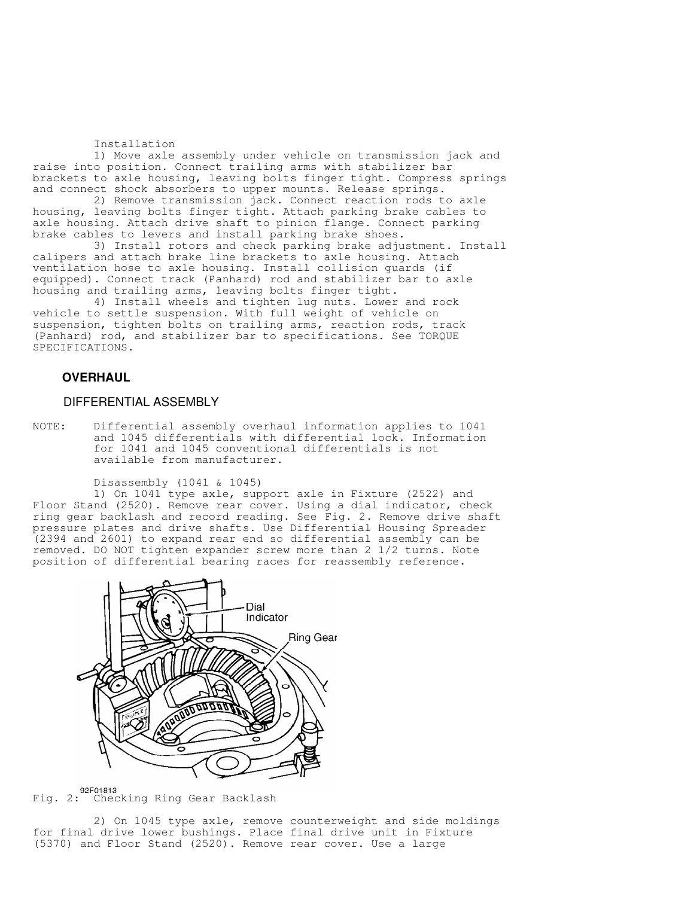Installation

1) Move axle assembly under vehicle on transmission jack and raise into position. Connect trailing arms with stabilizer bar brackets to axle housing, leaving bolts finger tight. Compress springs and connect shock absorbers to upper mounts. Release springs.

2) Remove transmission jack. Connect reaction rods to axle housing, leaving bolts finger tight. Attach parking brake cables to axle housing. Attach drive shaft to pinion flange. Connect parking brake cables to levers and install parking brake shoes.

3) Install rotors and check parking brake adjustment. Install calipers and attach brake line brackets to axle housing. Attach ventilation hose to axle housing. Install collision guards (if equipped). Connect track (Panhard) rod and stabilizer bar to axle housing and trailing arms, leaving bolts finger tight.

4) Install wheels and tighten lug nuts. Lower and rock vehicle to settle suspension. With full weight of vehicle on suspension, tighten bolts on trailing arms, reaction rods, track (Panhard) rod, and stabilizer bar to specifications. See TORQUE SPECIFICATIONS.

## OVERHAUL

### DIFFERENTIAL ASSEMBLY

NOTE: Differential assembly overhaul information applies to 1041 and 1045 differentials with differential lock. Information for 1041 and 1045 conventional differentials is not available from manufacturer.

Disassembly (1041 & 1045)

1) On 1041 type axle, support axle in Fixture (2522) and Floor Stand (2520). Remove rear cover. Using a dial indicator, check ring gear backlash and record reading. See Fig. 2. Remove drive shaft pressure plates and drive shafts. Use Differential Housing Spreader (2394 and 2601) to expand rear end so differential assembly can be removed. DO NOT tighten expander screw more than 2 1/2 turns. Note position of differential bearing races for reassembly reference.

Fig. 2: Checking Ring Gear Backlash

2) On 1045 type axle, remove counterweight and side moldings for final drive lower bushings. Place final drive unit in Fixture (5370) and Floor Stand (2520). Remove rear cover. Use a large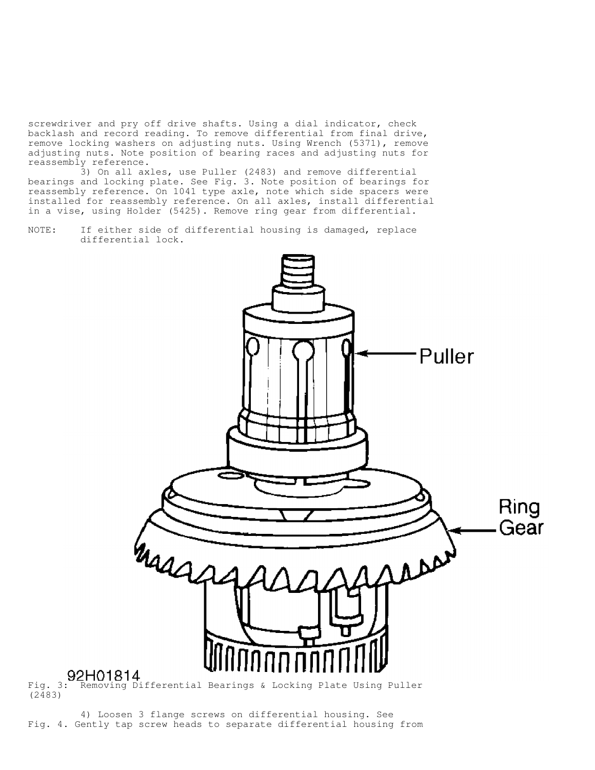screwdriver and pry off drive shafts. Using a dial indicator, check backlash and record reading. To remove differential from final drive, remove locking washers on adjusting nuts. Using Wrench (5371), remove adjusting nuts. Note position of bearing races and adjusting nuts for reassembly reference.

3) On all axles, use Puller (2483) and remove differential bearings and locking plate. See Fig. 3. Note position of bearings for reassembly reference. On 1041 type axle, note which side spacers were installed for reassembly reference. On all axles, install differential in a vise, using Holder (5425). Remove ring gear from differential.

NOTE: If either side of differential housing is damaged, replace differential lock.

Fig. 3: Removing Differential Bearings & Locking Plate Using Puller (2483)

4) Loosen 3 flange screws on differential housing. See Fig. 4. Gently tap screw heads to separate differential housing from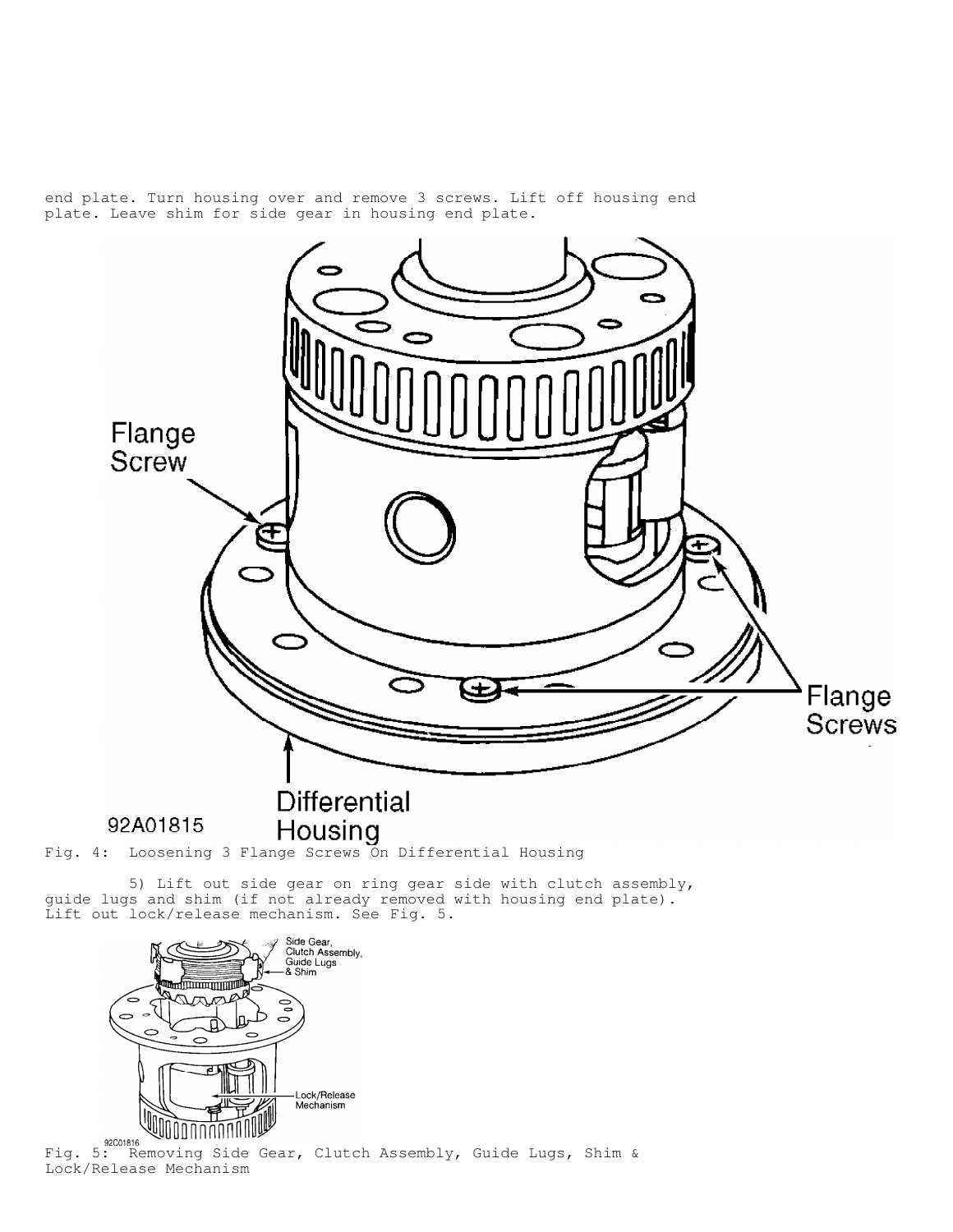end plate. Turn housing over and remove 3 screws. Lift off housing end plate. Leave shim for side gear in housing end plate.

Fig. 4: Loosening 3 Flange Screws On Differential Housing

5) Lift out side gear on ring gear side with clutch assembly, guide lugs and shim (if not already removed with housing end plate). Lift out lock/release mechanism. See Fig. 5.

Fig. 5: Removing Side Gear, Clutch Assembly, Guide Lugs, Shim & Lock/Release Mechanism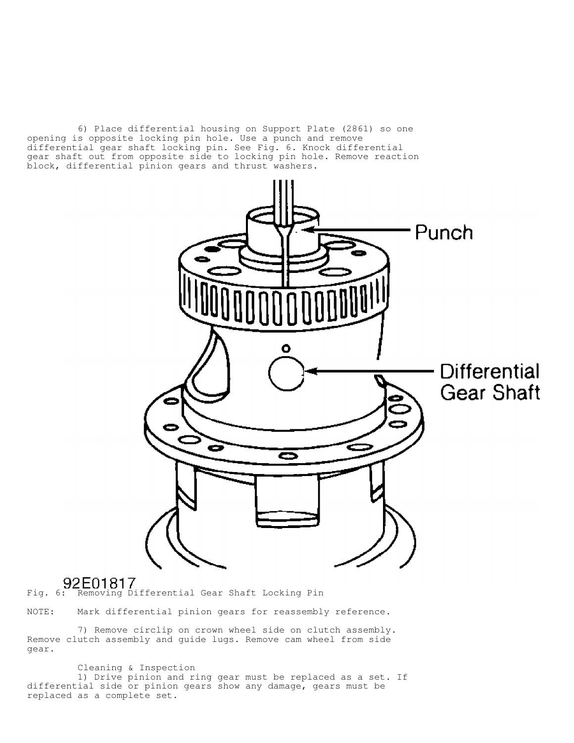6) Place differential housing on Support Plate (2861) so one opening is opposite locking pin hole. Use a punch and remove differential gear shaft locking pin. See Fig. 6. Knock differential gear shaft out from opposite side to locking pin hole. Remove reaction block, differential pinion gears and thrust washers.

Fig. 6: Removing Differential Gear Shaft Locking Pin

NOTE: Mark differential pinion gears for reassembly reference.

7) Remove circlip on crown wheel side on clutch assembly. Remove clutch assembly and guide lugs. Remove cam wheel from side gear.

Cleaning & Inspection

1) Drive pinion and ring gear must be replaced as a set. If differential side or pinion gears show any damage, gears must be replaced as a complete set.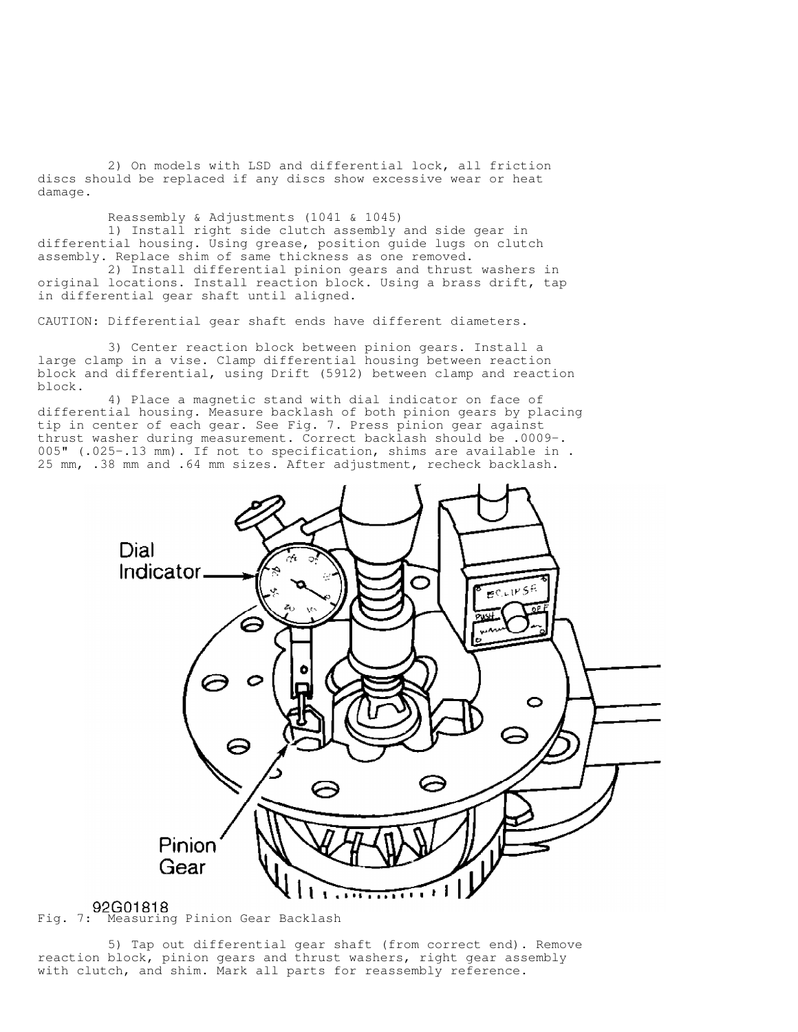2) On models with LSD and differential lock, all friction discs should be replaced if any discs show excessive wear or heat damage.

Reassembly & Adjustments (1041 & 1045)

1) Install right side clutch assembly and side gear in differential housing. Using grease, position guide lugs on clutch assembly. Replace shim of same thickness as one removed.

2) Install differential pinion gears and thrust washers in original locations. Install reaction block. Using a brass drift, tap in differential gear shaft until aligned.

CAUTION: Differential gear shaft ends have different diameters.

3) Center reaction block between pinion gears. Install a large clamp in a vise. Clamp differential housing between reaction block and differential, using Drift (5912) between clamp and reaction block.

4) Place a magnetic stand with dial indicator on face of differential housing. Measure backlash of both pinion gears by placing tip in center of each gear. See Fig. 7. Press pinion gear against thrust washer during measurement. Correct backlash should be .0009-.005" (.025-.13 mm). If not to specification, shims are available in .25 mm, .38 mm and .64 mm sizes. After adjustment, recheck backlash.

Fig. 7: Measuring Pinion Gear Backlash

5) Tap out differential gear shaft (from correct end). Remove reaction block, pinion gears and thrust washers, right gear assembly with clutch, and shim. Mark all parts for reassembly reference.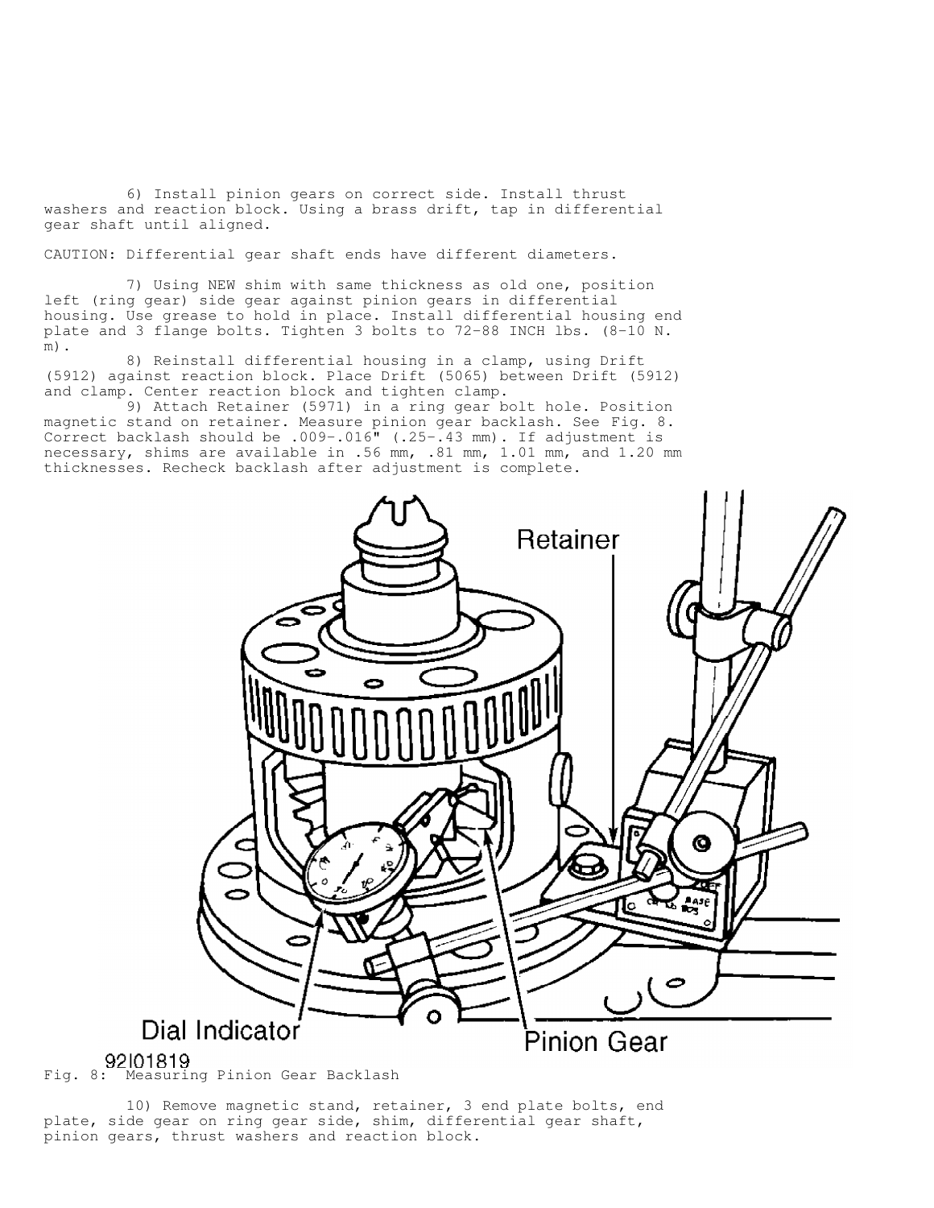6) Install pinion gears on correct side. Install thrust washers and reaction block. Using a brass drift, tap in differential gear shaft until aligned.

CAUTION: Differential gear shaft ends have different diameters.

7) Using NEW shim with same thickness as old one, position left (ring gear) side gear against pinion gears in differential housing. Use grease to hold in place. Install differential housing end plate and 3 flange bolts. Tighten 3 bolts to 72-88 INCH lbs. (8-10 N.m).

8) Reinstall differential housing in a clamp, using Drift (5912) against reaction block. Place Drift (5065) between Drift (5912) and clamp. Center reaction block and tighten clamp.

9) Attach Retainer (5971) in a ring gear bolt hole. Position magnetic stand on retainer. Measure pinion gear backlash. See Fig. 8. Correct backlash should be .009-.016" (.25-.43 mm). If adjustment is necessary, shims are available in .56 mm, .81 mm, 1.01 mm, and 1.20 mm thicknesses. Recheck backlash after adjustment is complete.

Fig. 8: Measuring Pinion Gear Backlash

10) Remove magnetic stand, retainer, 3 end plate bolts, end plate, side gear on ring gear side, shim, differential gear shaft, pinion gears, thrust washers and reaction block.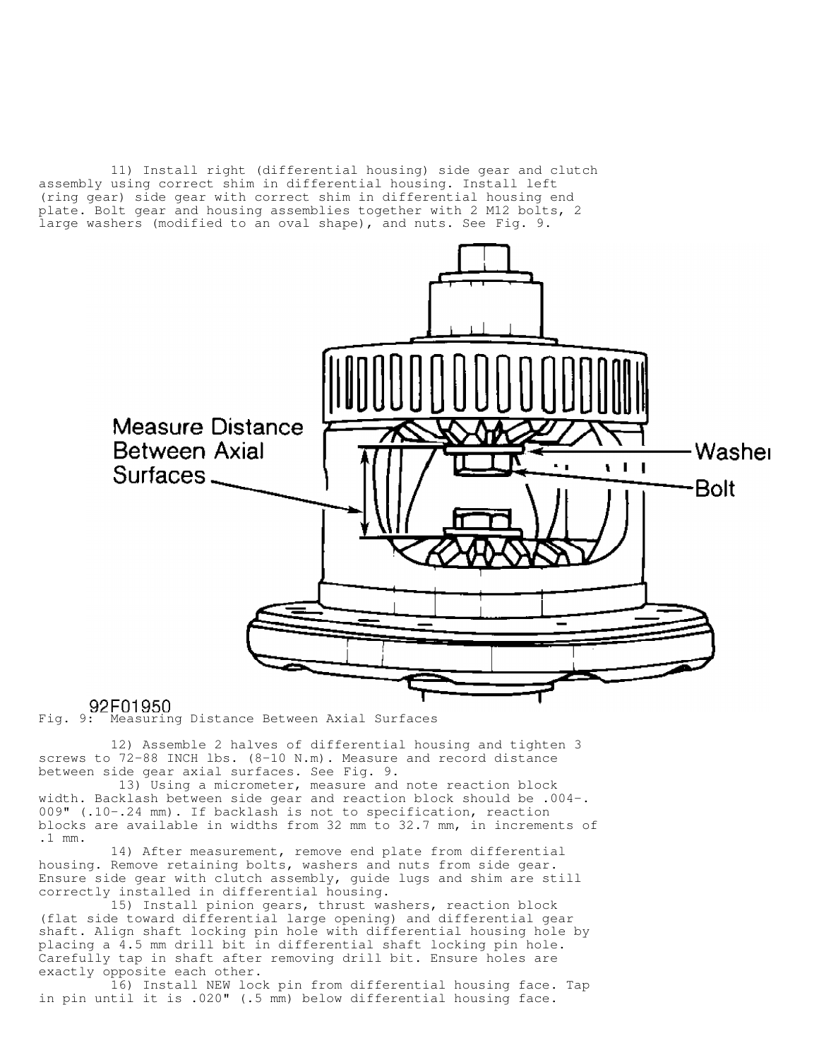11) Install right (differential housing) side gear and clutch assembly using correct shim in differential housing. Install left (ring gear) side gear with correct shim in differential housing end plate. Bolt gear and housing assemblies together with 2 M12 bolts, 2 large washers (modified to an oval shape), and nuts. See Fig. 9.

Fig. 9: Measuring Distance Between Axial Surfaces

12) Assemble 2 halves of differential housing and tighten 3 screws to 72-88 INCH lbs. (8-10 N.m). Measure and record distance between side gear axial surfaces. See Fig. 9.

13) Using a micrometer, measure and note reaction block width. Backlash between side gear and reaction block should be .004-.009" (.10-.24 mm). If backlash is not to specification, reaction blocks are available in widths from 32 mm to 32.7 mm, in increments of .1 mm.

14) After measurement, remove end plate from differential housing. Remove retaining bolts, washers and nuts from side gear. Ensure side gear with clutch assembly, guide lugs and shim are still correctly installed in differential housing.

15) Install pinion gears, thrust washers, reaction block (flat side toward differential large opening) and differential gear shaft. Align shaft locking pin hole with differential housing hole by placing a 4.5 mm drill bit in differential shaft locking pin hole. Carefully tap in shaft after removing drill bit. Ensure holes are exactly opposite each other.

16) Install NEW lock pin from differential housing face. Tap in pin until it is .020" (.5 mm) below differential housing face.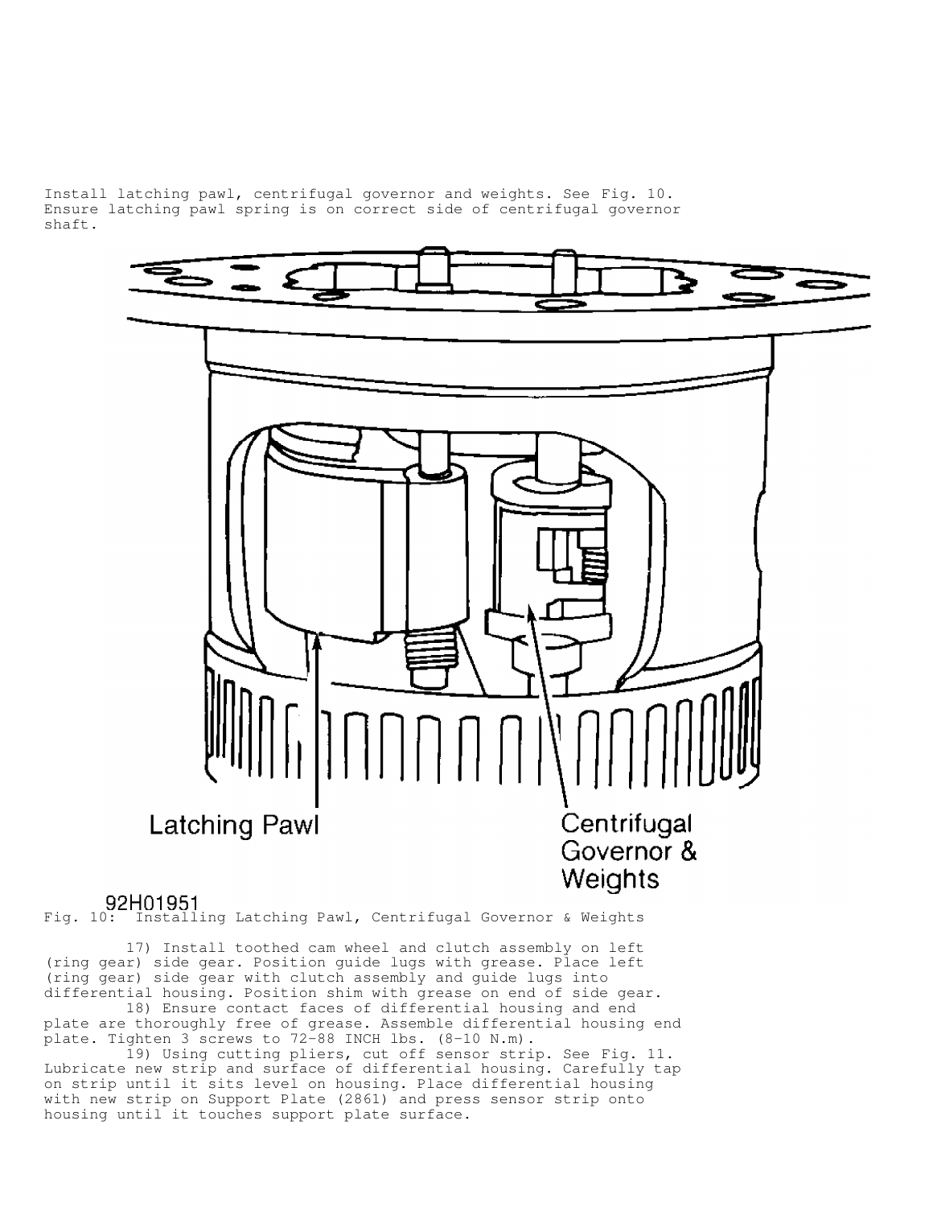Install latching pawl, centrifugal governor and weights. See Fig. 10. Ensure latching pawl spring is on correct side of centrifugal governor shaft.

Latching Pawl

Centrifugal Governor & Weights

92H01951

Fig. 10: Installing Latching Pawl, Centrifugal Governor & Weights

17) Install toothed cam wheel and clutch assembly on left (ring gear) side gear. Position guide lugs with grease. Place left (ring gear) side gear with clutch assembly and guide lugs into differential housing. Position shim with grease on end of side gear.

18) Ensure contact faces of differential housing and end plate are thoroughly free of grease. Assemble differential housing end plate. Tighten 3 screws to 72-88 INCH lbs. (8-10 N.m).

19) Using cutting pliers, cut off sensor strip. See Fig. 11. Lubricate new strip and surface of differential housing. Carefully tap on strip until it sits level on housing. Place differential housing with new strip on Support Plate (2861) and press sensor strip onto housing until it touches support plate surface.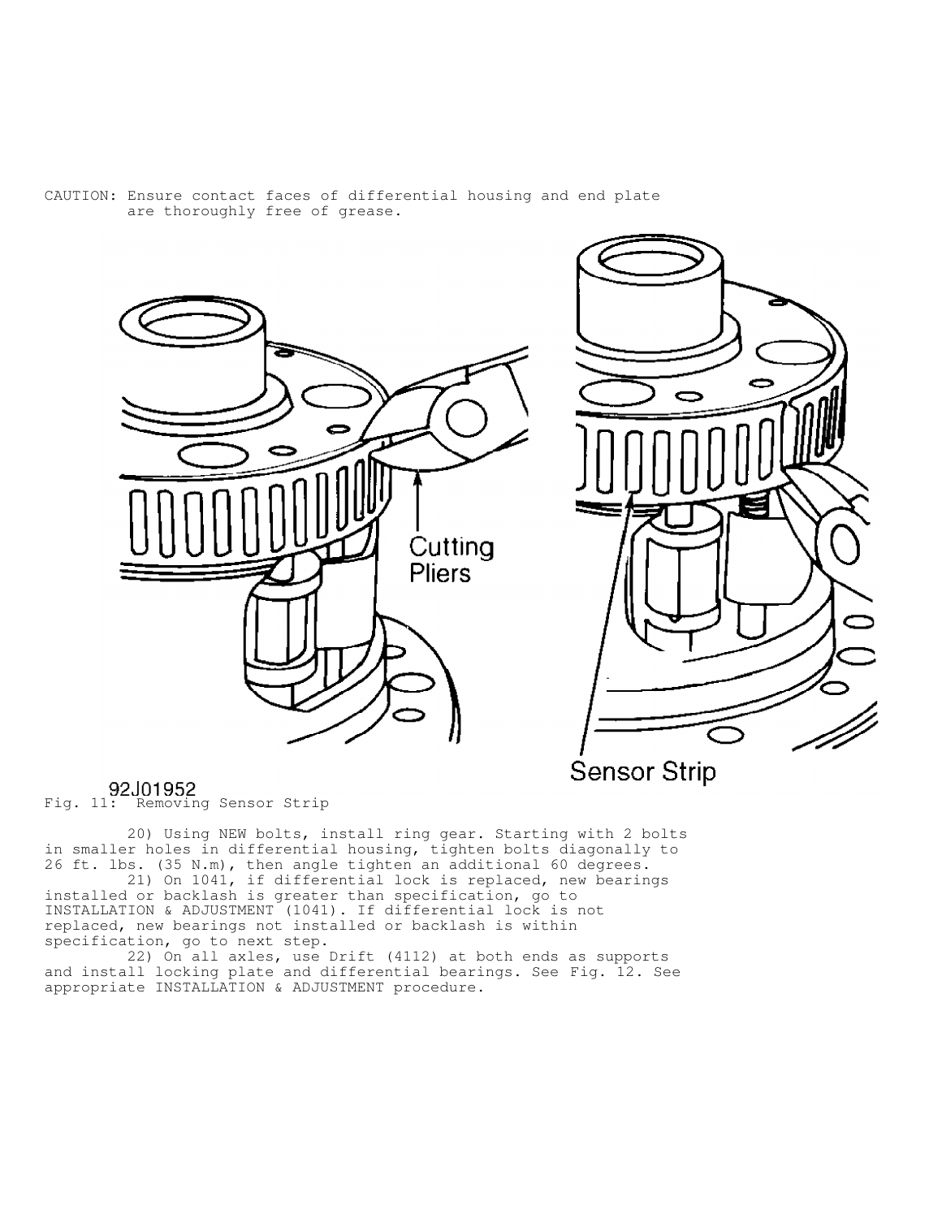CAUTION: Ensure contact faces of differential housing and end plate are thoroughly free of grease.

Fig. 11: Removing Sensor Strip

20) Using NEW bolts, install ring gear. Starting with 2 bolts in smaller holes in differential housing, tighten bolts diagonally to 26 ft. lbs. (35 N.m), then angle tighten an additional 60 degrees.

21) On 1041, if differential lock is replaced, new bearings installed or backlash is greater than specification, go to INSTALLATION & ADJUSTMENT (1041). If differential lock is not replaced, new bearings not installed or backlash is within specification, go to next step.

22) On all axles, use Drift (4112) at both ends as supports and install locking plate and differential bearings. See Fig. 12. See appropriate INSTALLATION & ADJUSTMENT procedure.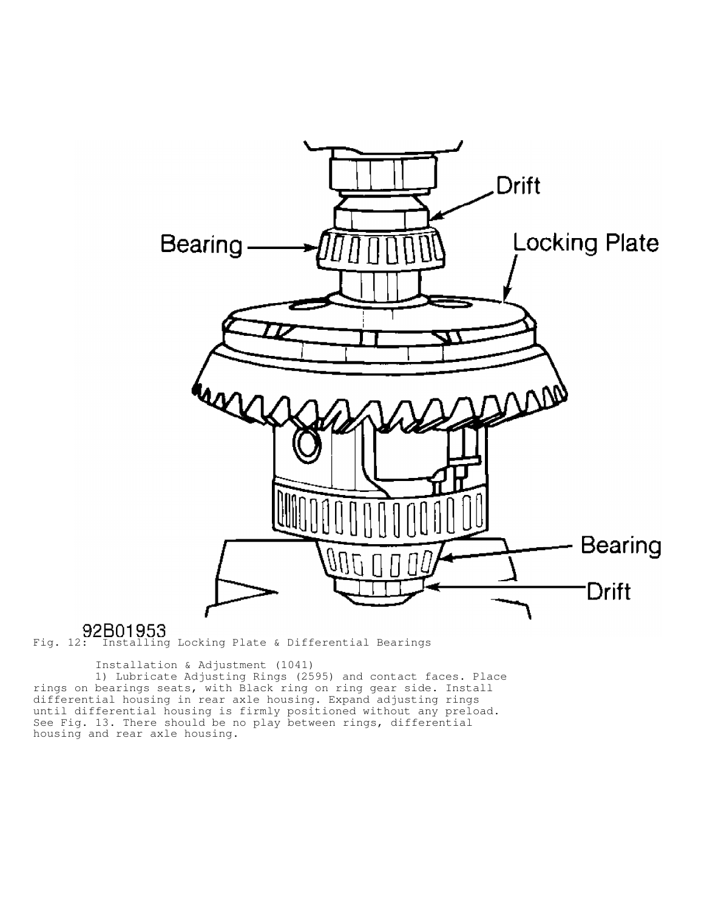Fig. 12: Installing Locking Plate & Differential Bearings

Installation & Adjustment (1041)

1) Lubricate Adjusting Rings (2595) and contact faces. Place rings on bearings seats, with Black ring on ring gear side. Install differential housing in rear axle housing. Expand adjusting rings until differential housing is firmly positioned without any preload. See Fig. 13. There should be no play between rings, differential housing and rear axle housing.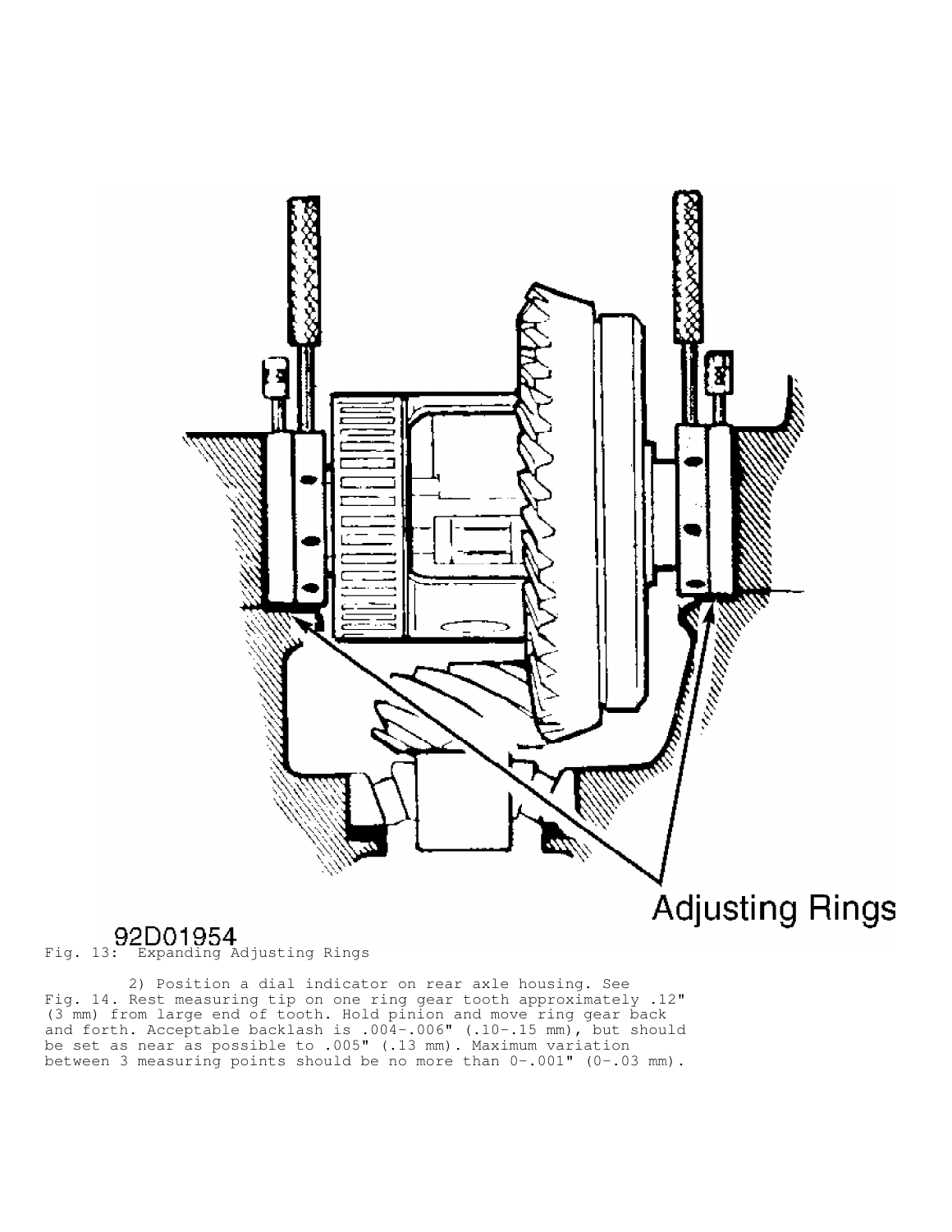Adjusting Rings

92D01954

Fig. 13: Expanding Adjusting Rings

2) Position a dial indicator on rear axle housing. See Fig. 14. Rest measuring tip on one ring gear tooth approximately .12" (3 mm) from large end of tooth. Hold pinion and move ring gear back and forth. Acceptable backlash is .004-.006" (.10-.15 mm), but should be set as near as possible to .005" (.13 mm). Maximum variation between 3 measuring points should be no more than 0-.001" (0-.03 mm).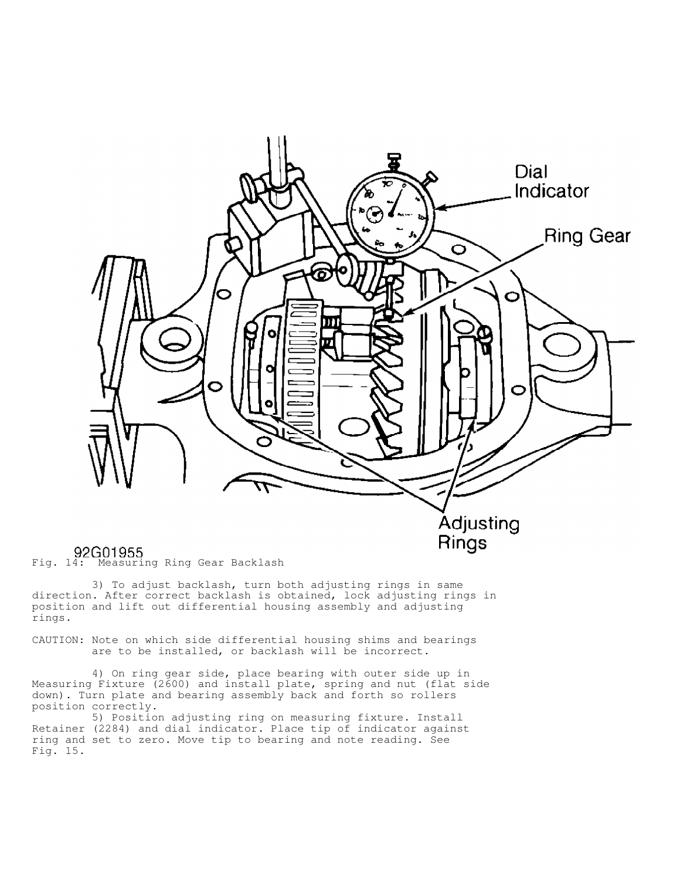92G01955
Fig. 14: Measuring Ring Gear Backlash

3) To adjust backlash, turn both adjusting rings in same direction. After correct backlash is obtained, lock adjusting rings in position and lift out differential housing assembly and adjusting rings.

CAUTION: Note on which side differential housing shims and bearings are to be installed, or backlash will be incorrect.

4) On ring gear side, place bearing with outer side up in Measuring Fixture (2600) and install plate, spring and nut (flat side down). Turn plate and bearing assembly back and forth so rollers position correctly.

5) Position adjusting ring on measuring fixture. Install Retainer (2284) and dial indicator. Place tip of indicator against ring and set to zero. Move tip to bearing and note reading. See Fig. 15.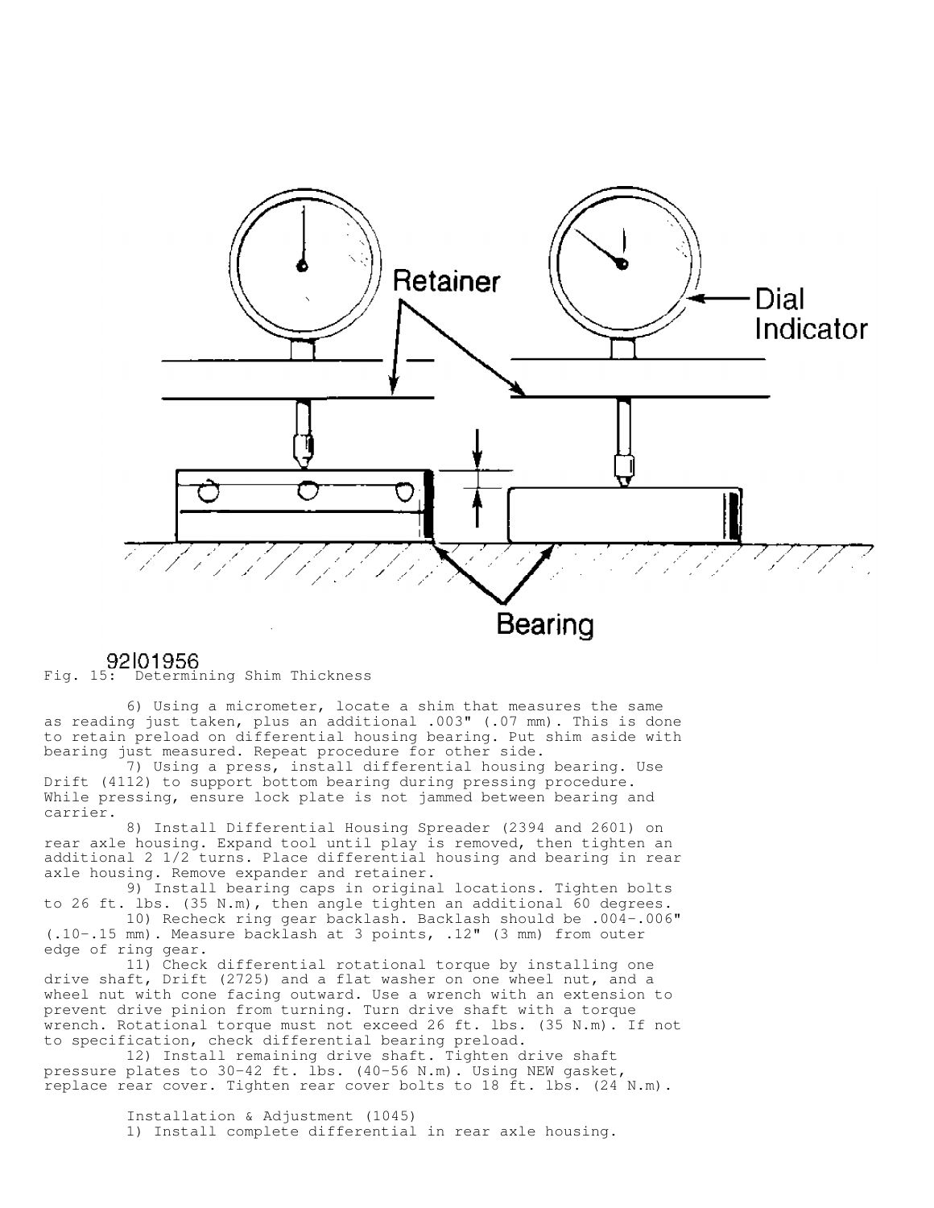92I01956
Fig. 15: Determining Shim Thickness

6) Using a micrometer, locate a shim that measures the same as reading just taken, plus an additional .003" (.07 mm). This is done to retain preload on differential housing bearing. Put shim aside with bearing just measured. Repeat procedure for other side.

7) Using a press, install differential housing bearing. Use Drift (4112) to support bottom bearing during pressing procedure. While pressing, ensure lock plate is not jammed between bearing and carrier.

8) Install Differential Housing Spreader (2394 and 2601) on rear axle housing. Expand tool until play is removed, then tighten an additional 2 1/2 turns. Place differential housing and bearing in rear axle housing. Remove expander and retainer.

9) Install bearing caps in original locations. Tighten bolts to 26 ft. lbs. (35 N.m), then angle tighten an additional 60 degrees.

10) Recheck ring gear backlash. Backlash should be .004-.006" (.10-.15 mm). Measure backlash at 3 points, .12" (3 mm) from outer edge of ring gear.

11) Check differential rotational torque by installing one drive shaft, Drift (2725) and a flat washer on one wheel nut, and a wheel nut with cone facing outward. Use a wrench with an extension to prevent drive pinion from turning. Turn drive shaft with a torque wrench. Rotational torque must not exceed 26 ft. lbs. (35 N.m). If not to specification, check differential bearing preload.

12) Install remaining drive shaft. Tighten drive shaft pressure plates to 30-42 ft. lbs. (40-56 N.m). Using NEW gasket, replace rear cover. Tighten rear cover bolts to 18 ft. lbs. (24 N.m).

Installation & Adjustment (1045)

1) Install complete differential in rear axle housing.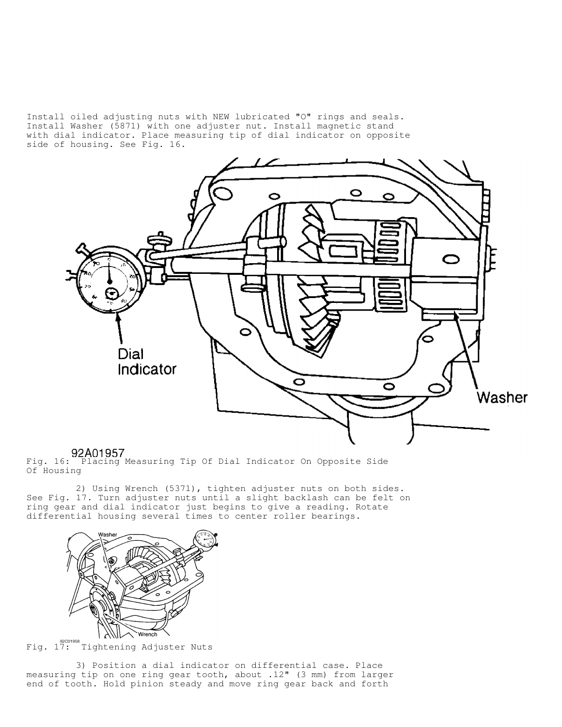Install oiled adjusting nuts with NEW lubricated "O" rings and seals. Install Washer (5871) with one adjuster nut. Install magnetic stand with dial indicator. Place measuring tip of dial indicator on opposite side of housing. See Fig. 16.

Fig. 16: Placing Measuring Tip Of Dial Indicator On Opposite Side Of Housing

2) Using Wrench (5371), tighten adjuster nuts on both sides. See Fig. 17. Turn adjuster nuts until a slight backlash can be felt on ring gear and dial indicator just begins to give a reading. Rotate differential housing several times to center roller bearings.

Fig. 17: Tightening Adjuster Nuts

3) Position a dial indicator on differential case. Place measuring tip on one ring gear tooth, about .12" (3 mm) from larger end of tooth. Hold pinion steady and move ring gear back and forth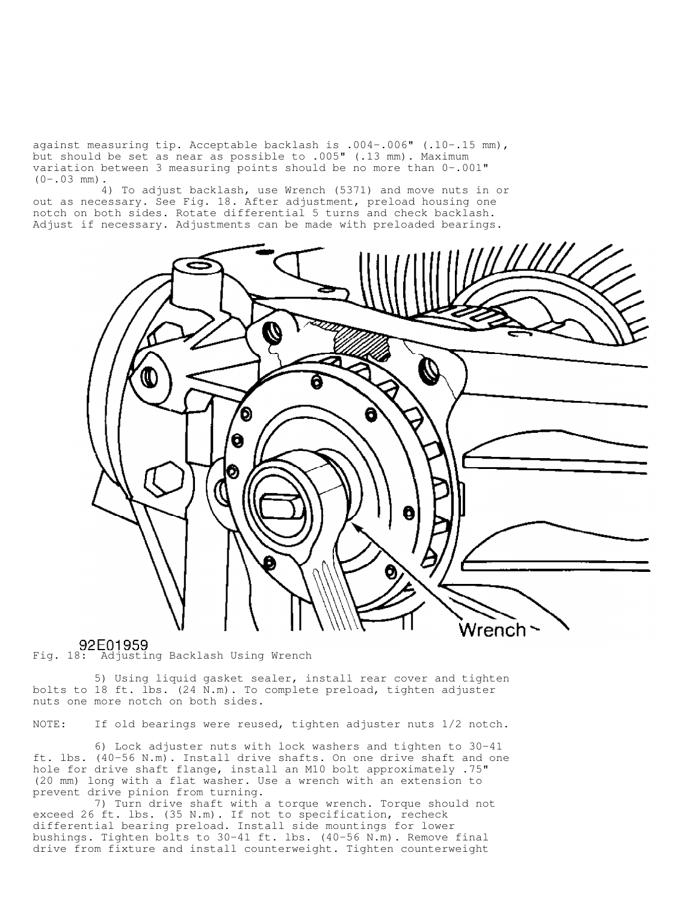against measuring tip. Acceptable backlash is .004-.006" (.10-.15 mm), but should be set as near as possible to .005" (.13 mm). Maximum variation between 3 measuring points should be no more than 0-.001" (0-.03 mm).

4) To adjust backlash, use Wrench (5371) and move nuts in or out as necessary. See Fig. 18. After adjustment, preload housing one notch on both sides. Rotate differential 5 turns and check backlash. Adjust if necessary. Adjustments can be made with preloaded bearings.

92E01959

Fig. 18: Adjusting Backlash Using Wrench

5) Using liquid gasket sealer, install rear cover and tighten bolts to 18 ft. lbs. (24 N.m). To complete preload, tighten adjuster nuts one more notch on both sides.

NOTE: If old bearings were reused, tighten adjuster nuts 1/2 notch.

6) Lock adjuster nuts with lock washers and tighten to 30-41 ft. lbs. (40-56 N.m). Install drive shafts. On one drive shaft and one hole for drive shaft flange, install an M10 bolt approximately .75" (20 mm) long with a flat washer. Use a wrench with an extension to prevent drive pinion from turning.

7) Turn drive shaft with a torque wrench. Torque should not exceed 26 ft. lbs. (35 N.m). If not to specification, recheck differential bearing preload. Install side mountings for lower bushings. Tighten bolts to 30-41 ft. lbs. (40-56 N.m). Remove final drive from fixture and install counterweight. Tighten counterweight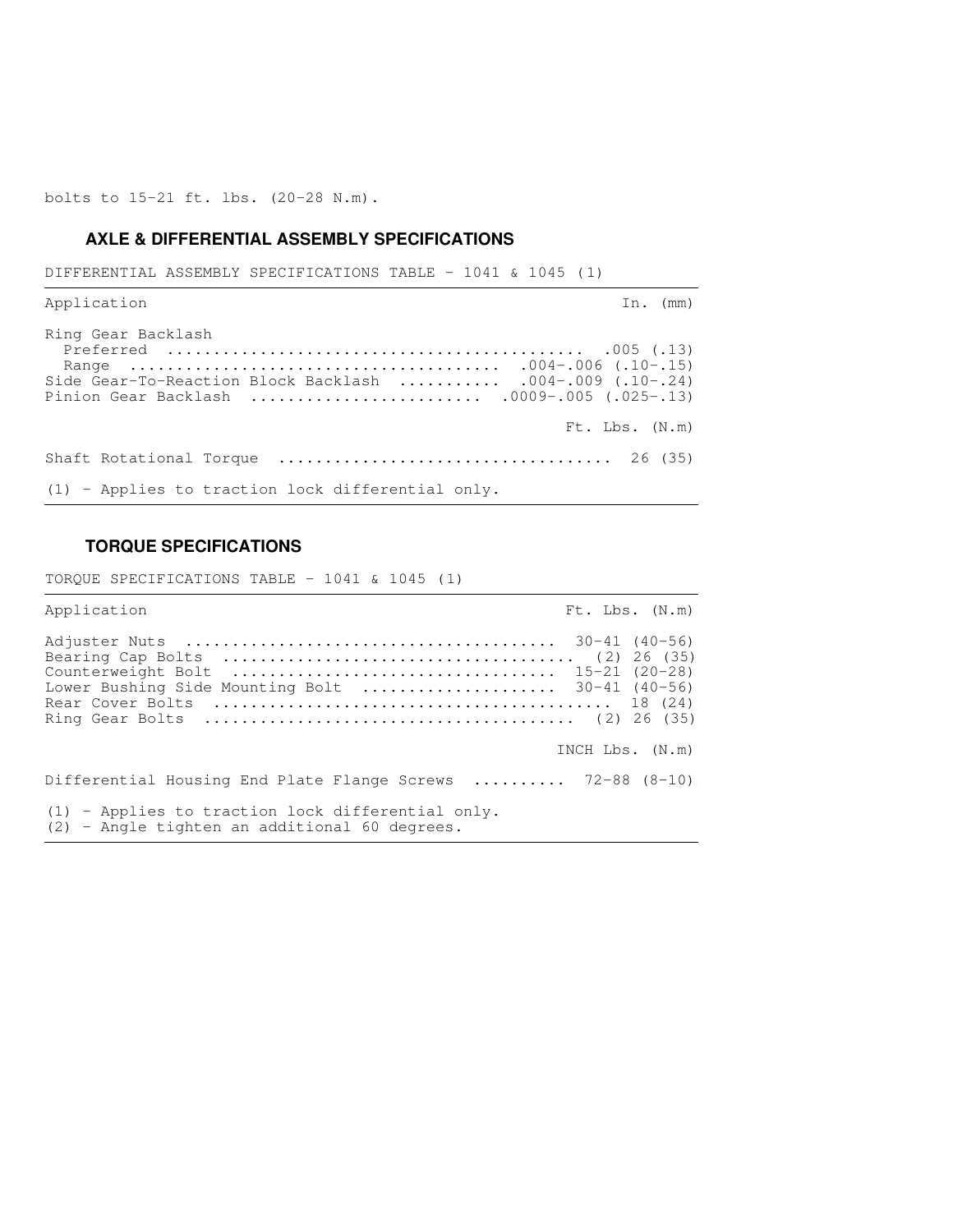bolts to 15-21 ft. lbs. (20-28 N.m).

## AXLE & DIFFERENTIAL ASSEMBLY SPECIFICATIONS

DIFFERENTIAL ASSEMBLY SPECIFICATIONS TABLE - 1041 & 1045 (1)

| Application | In. (mm) |
|---|---|
| Ring Gear Backlash | |
| Preferred | .005 (.13) |
| Range | .004-.006 (.10-.15) |
| Side Gear-To-Reaction Block Backlash | .004-.009 (.10-.24) |
| Pinion Gear Backlash | .0009-.005 (.025-.13) |
| | Ft. Lbs. (N.m) |
| Shaft Rotational Torque | 26 (35) |

(1) - Applies to traction lock differential only.

## TORQUE SPECIFICATIONS

TORQUE SPECIFICATIONS TABLE - 1041 & 1045 (1)

| Application | Ft. Lbs. (N.m) |
|---|---|
| Adjuster Nuts | 30-41 (40-56) |
| Bearing Cap Bolts | (2) 26 (35) |
| Counterweight Bolt | 15-21 (20-28) |
| Lower Bushing Side Mounting Bolt | 30-41 (40-56) |
| Rear Cover Bolts | 18 (24) |
| Ring Gear Bolts | (2) 26 (35) |
| | INCH Lbs. (N.m) |
| Differential Housing End Plate Flange Screws | 72-88 (8-10) |

(1) - Applies to traction lock differential only.
(2) - Angle tighten an additional 60 degrees.